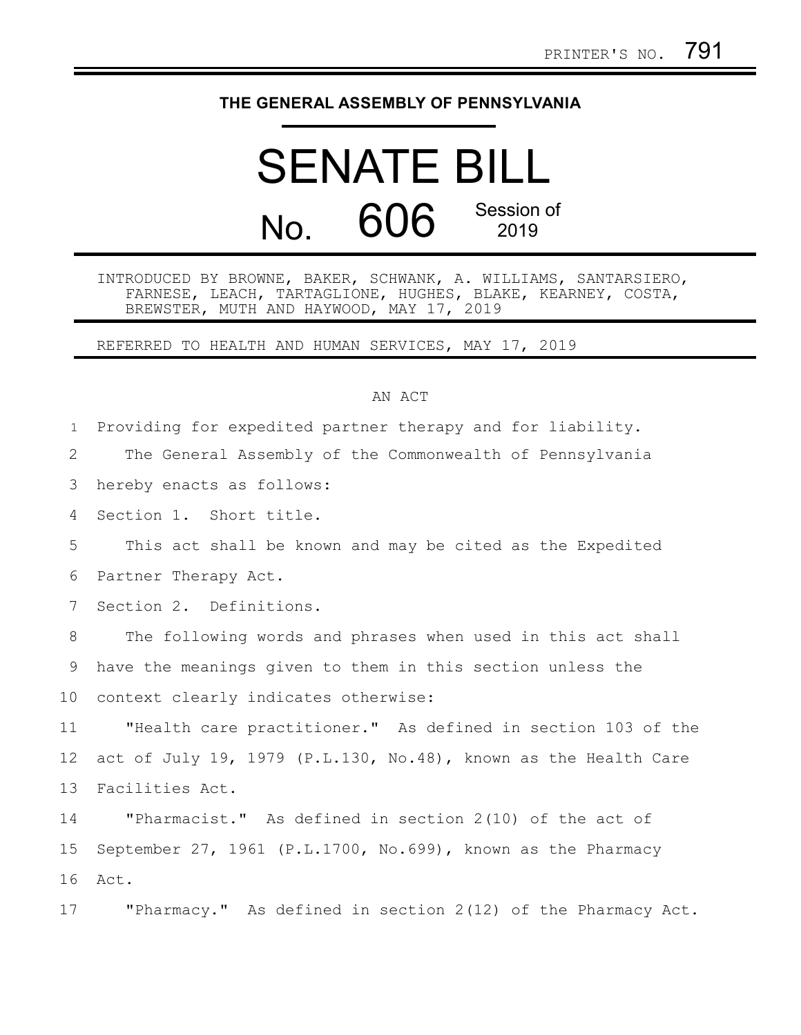PRINTER'S NO. 791

# THE GENERAL ASSEMBLY OF PENNSYLVANIA

# SENATE BILL

## No. 606 Session of 2019

INTRODUCED BY BROWNE, BAKER, SCHWANK, A. WILLIAMS, SANTARSIERO, FARNESE, LEACH, TARTAGLIONE, HUGHES, BLAKE, KEARNEY, COSTA, BREWSTER, MUTH AND HAYWOOD, MAY 17, 2019

REFERRED TO HEALTH AND HUMAN SERVICES, MAY 17, 2019

AN ACT

Providing for expedited partner therapy and for liability.

The General Assembly of the Commonwealth of Pennsylvania hereby enacts as follows:

Section 1. Short title.

This act shall be known and may be cited as the Expedited Partner Therapy Act.

Section 2. Definitions.

The following words and phrases when used in this act shall have the meanings given to them in this section unless the context clearly indicates otherwise:

"Health care practitioner." As defined in section 103 of the act of July 19, 1979 (P.L.130, No.48), known as the Health Care Facilities Act.

"Pharmacist." As defined in section 2(10) of the act of September 27, 1961 (P.L.1700, No.699), known as the Pharmacy Act.

"Pharmacy." As defined in section 2(12) of the Pharmacy Act.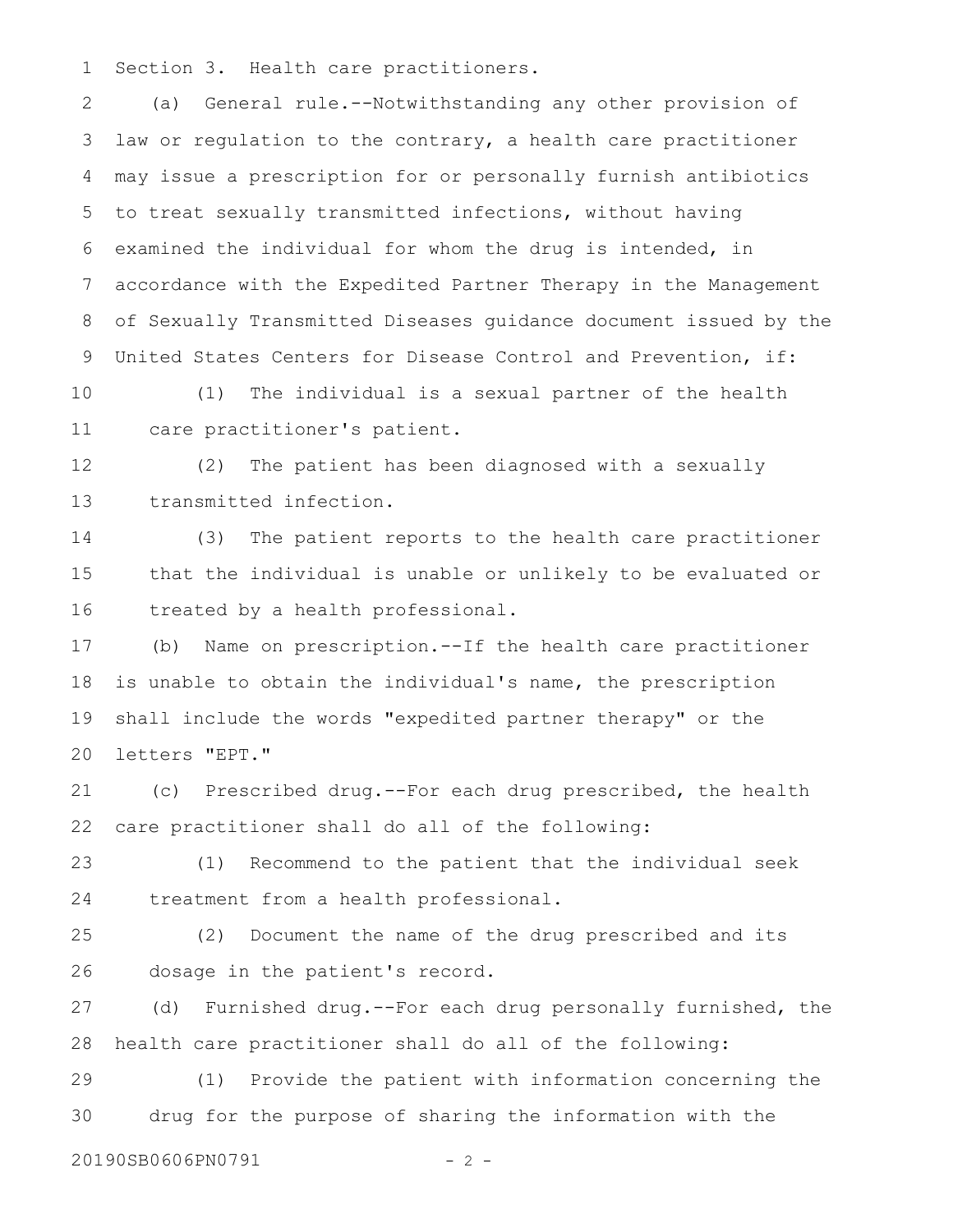Section 3. Health care practitioners.

(a) General rule.--Notwithstanding any other provision of law or regulation to the contrary, a health care practitioner may issue a prescription for or personally furnish antibiotics to treat sexually transmitted infections, without having examined the individual for whom the drug is intended, in accordance with the Expedited Partner Therapy in the Management of Sexually Transmitted Diseases guidance document issued by the United States Centers for Disease Control and Prevention, if:

(1) The individual is a sexual partner of the health care practitioner's patient.

(2) The patient has been diagnosed with a sexually transmitted infection.

(3) The patient reports to the health care practitioner that the individual is unable or unlikely to be evaluated or treated by a health professional.

(b) Name on prescription.--If the health care practitioner is unable to obtain the individual's name, the prescription shall include the words "expedited partner therapy" or the letters "EPT."

(c) Prescribed drug.--For each drug prescribed, the health care practitioner shall do all of the following:

(1) Recommend to the patient that the individual seek treatment from a health professional.

(2) Document the name of the drug prescribed and its dosage in the patient's record.

(d) Furnished drug.--For each drug personally furnished, the health care practitioner shall do all of the following:

(1) Provide the patient with information concerning the drug for the purpose of sharing the information with the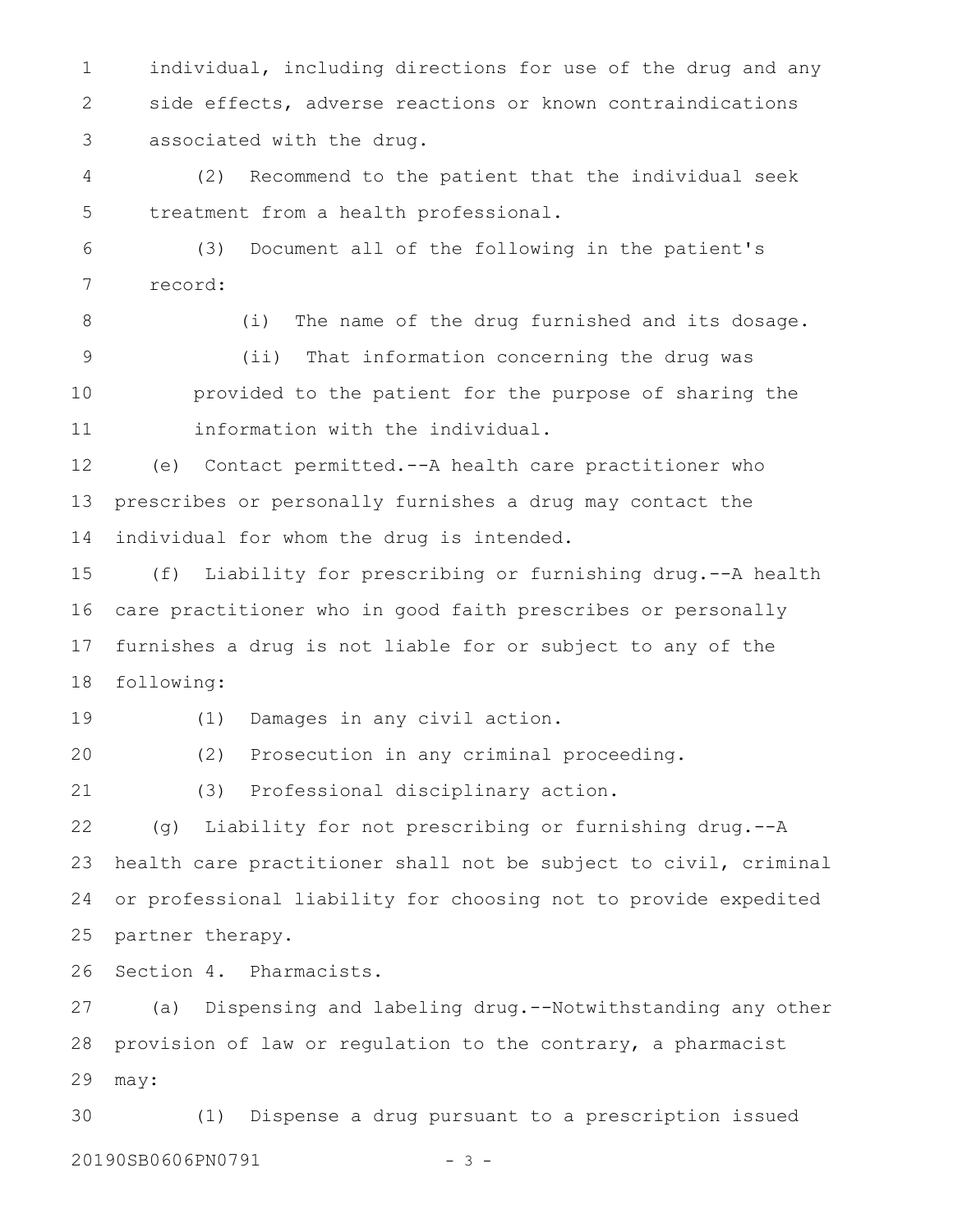individual, including directions for use of the drug and any side effects, adverse reactions or known contraindications associated with the drug.

(2) Recommend to the patient that the individual seek treatment from a health professional.

(3) Document all of the following in the patient's record:

(i) The name of the drug furnished and its dosage.

(ii) That information concerning the drug was provided to the patient for the purpose of sharing the information with the individual.

(e) Contact permitted.--A health care practitioner who prescribes or personally furnishes a drug may contact the individual for whom the drug is intended.

(f) Liability for prescribing or furnishing drug.--A health care practitioner who in good faith prescribes or personally furnishes a drug is not liable for or subject to any of the following:

(1) Damages in any civil action.

(2) Prosecution in any criminal proceeding.

(3) Professional disciplinary action.

(g) Liability for not prescribing or furnishing drug.--A health care practitioner shall not be subject to civil, criminal or professional liability for choosing not to provide expedited partner therapy.

Section 4. Pharmacists.

(a) Dispensing and labeling drug.--Notwithstanding any other provision of law or regulation to the contrary, a pharmacist may:

(1) Dispense a drug pursuant to a prescription issued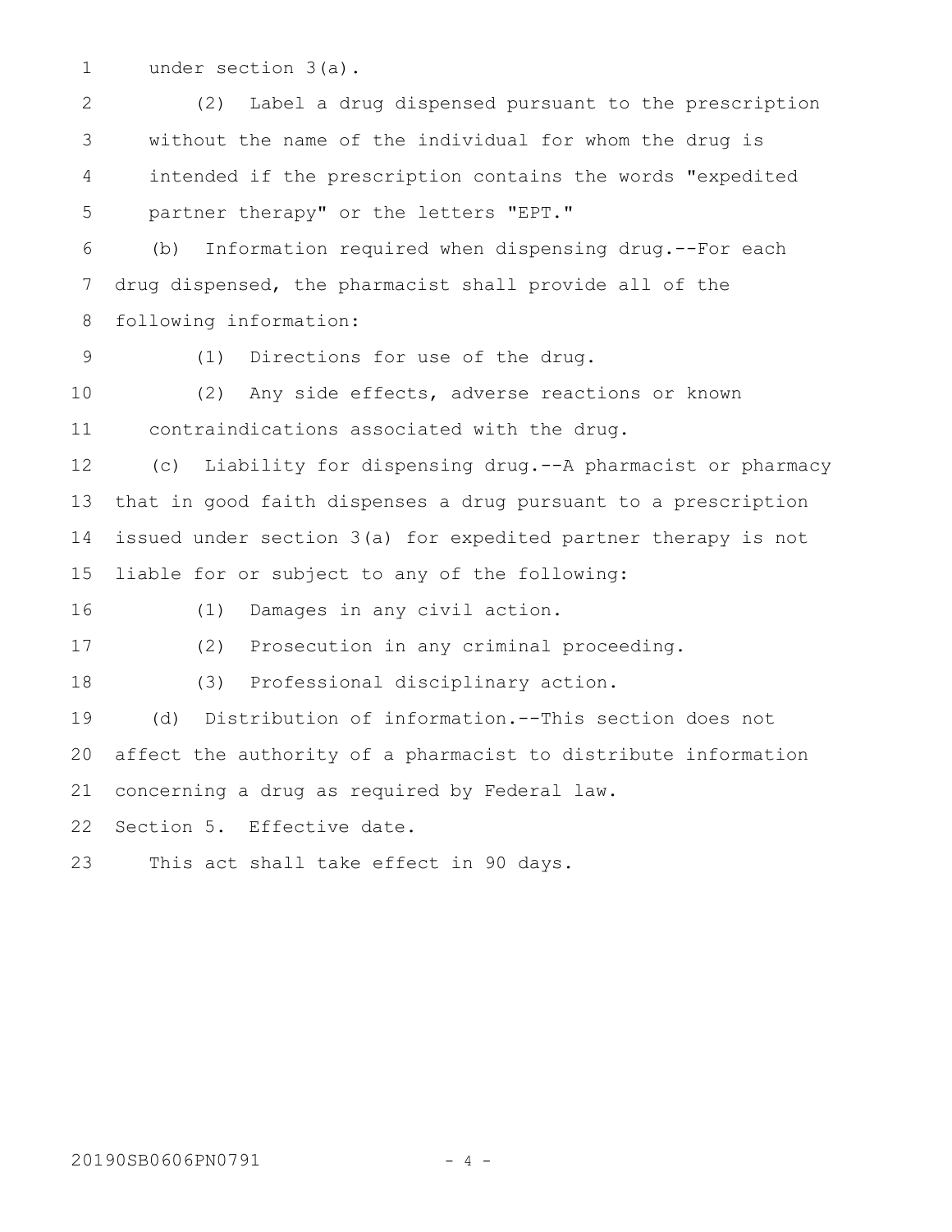under section 3(a).

(2) Label a drug dispensed pursuant to the prescription without the name of the individual for whom the drug is intended if the prescription contains the words "expedited partner therapy" or the letters "EPT."

(b) Information required when dispensing drug.--For each drug dispensed, the pharmacist shall provide all of the following information:

(1) Directions for use of the drug.

(2) Any side effects, adverse reactions or known contraindications associated with the drug.

(c) Liability for dispensing drug.--A pharmacist or pharmacy that in good faith dispenses a drug pursuant to a prescription issued under section 3(a) for expedited partner therapy is not liable for or subject to any of the following:

(1) Damages in any civil action.

(2) Prosecution in any criminal proceeding.

(3) Professional disciplinary action.

(d) Distribution of information.--This section does not affect the authority of a pharmacist to distribute information concerning a drug as required by Federal law.

Section 5. Effective date.

This act shall take effect in 90 days.